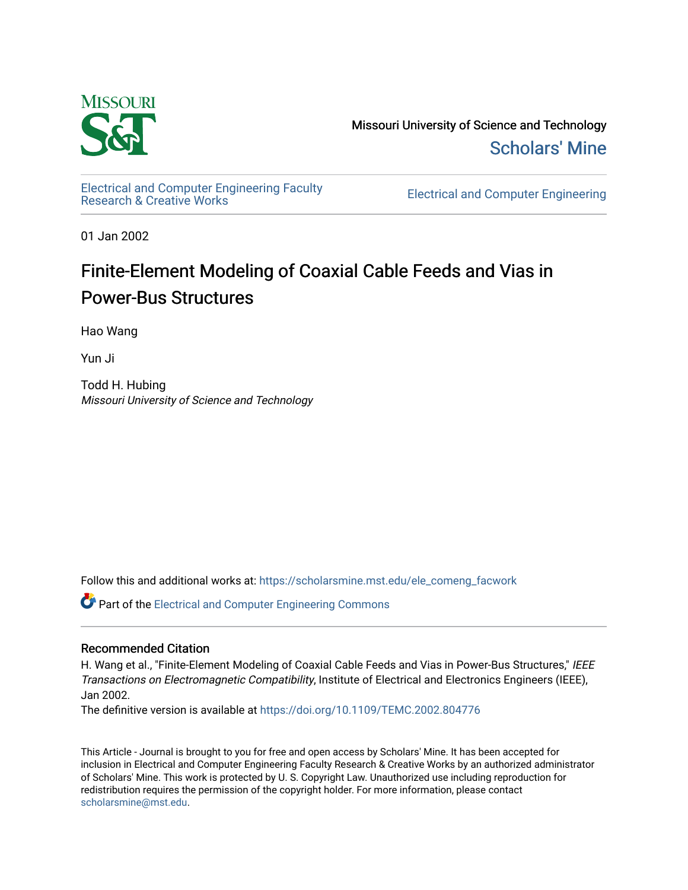Missouri University of Science and Technology

Scholars' Mine

Electrical and Computer Engineering Faculty Research & Creative Works

Electrical and Computer Engineering

01 Jan 2002

# Finite-Element Modeling of Coaxial Cable Feeds and Vias in Power-Bus Structures

Hao Wang

Yun Ji

Todd H. Hubing
*Missouri University of Science and Technology*

Follow this and additional works at: https://scholarsmine.mst.edu/ele_comeng_facwork

Part of the Electrical and Computer Engineering Commons

## Recommended Citation

H. Wang et al., "Finite-Element Modeling of Coaxial Cable Feeds and Vias in Power-Bus Structures," *IEEE Transactions on Electromagnetic Compatibility*, Institute of Electrical and Electronics Engineers (IEEE), Jan 2002.

The definitive version is available at https://doi.org/10.1109/TEMC.2002.804776

This Article - Journal is brought to you for free and open access by Scholars' Mine. It has been accepted for inclusion in Electrical and Computer Engineering Faculty Research & Creative Works by an authorized administrator of Scholars' Mine. This work is protected by U. S. Copyright Law. Unauthorized use including reproduction for redistribution requires the permission of the copyright holder. For more information, please contact scholarsmine@mst.edu.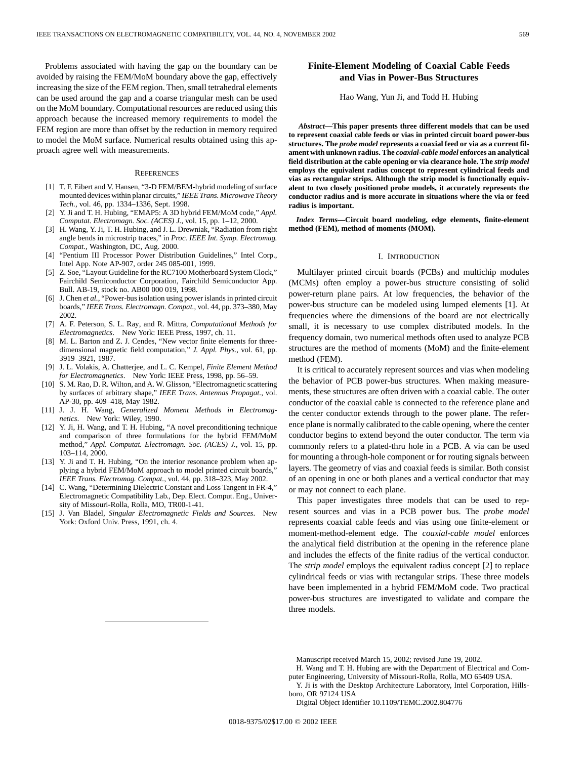Problems associated with having the gap on the boundary can be avoided by raising the FEM/MoM boundary above the gap, effectively increasing the size of the FEM region. Then, small tetrahedral elements can be used around the gap and a coarse triangular mesh can be used on the MoM boundary. Computational resources are reduced using this approach because the increased memory requirements to model the FEM region are more than offset by the reduction in memory required to model the MoM surface. Numerical results obtained using this approach agree well with measurements.

## References

[1] T. F. Eibert and V. Hansen, "3-D FEM/BEM-hybrid modeling of surface mounted devices within planar circuits," *IEEE Trans. Microwave Theory Tech.*, vol. 46, pp. 1334–1336, Sept. 1998.

[2] Y. Ji and T. H. Hubing, "EMAP5: A 3D hybrid FEM/MoM code," *Appl. Computat. Electromagn. Soc. (ACES) J.*, vol. 15, pp. 1–12, 2000.

[3] H. Wang, Y. Ji, T. H. Hubing, and J. L. Drewniak, "Radiation from right angle bends in microstrip traces," in *Proc. IEEE Int. Symp. Electromag. Compat.*, Washington, DC, Aug. 2000.

[4] "Pentium III Processor Power Distribution Guidelines," Intel Corp., Intel App. Note AP-907, order 245 085-001, 1999.

[5] Z. Soe, "Layout Guideline for the RC7100 Motherboard System Clock," Fairchild Semiconductor Corporation, Fairchild Semiconductor App. Bull. AB-19, stock no. AB00 000 019, 1998.

[6] J. Chen *et al.*, "Power-bus isolation using power islands in printed circuit boards," *IEEE Trans. Electromagn. Compat.*, vol. 44, pp. 373–380, May 2002.

[7] A. F. Peterson, S. L. Ray, and R. Mittra, *Computational Methods for Electromagnetics*. New York: IEEE Press, 1997, ch. 11.

[8] M. L. Barton and Z. J. Cendes, "New vector finite elements for three-dimensional magnetic field computation," *J. Appl. Phys.*, vol. 61, pp. 3919–3921, 1987.

[9] J. L. Volakis, A. Chatterjee, and L. C. Kempel, *Finite Element Method for Electromagnetics*. New York: IEEE Press, 1998, pp. 56–59.

[10] S. M. Rao, D. R. Wilton, and A. W. Glisson, "Electromagnetic scattering by surfaces of arbitrary shape," *IEEE Trans. Antennas Propagat.*, vol. AP-30, pp. 409–418, May 1982.

[11] J. J. H. Wang, *Generalized Moment Methods in Electromagnetics*. New York: Wiley, 1990.

[12] Y. Ji, H. Wang, and T. H. Hubing, "A novel preconditioning technique and comparison of three formulations for the hybrid FEM/MoM method," *Appl. Computat. Electromagn. Soc. (ACES) J.*, vol. 15, pp. 103–114, 2000.

[13] Y. Ji and T. H. Hubing, "On the interior resonance problem when applying a hybrid FEM/MoM approach to model printed circuit boards," *IEEE Trans. Electromag. Compat.*, vol. 44, pp. 318–323, May 2002.

[14] C. Wang, "Determining Dielectric Constant and Loss Tangent in FR-4," Electromagnetic Compatibility Lab., Dep. Elect. Comput. Eng., University of Missouri-Rolla, Rolla, MO, TR00-1-41.

[15] J. Van Bladel, *Singular Electromagnetic Fields and Sources*. New York: Oxford Univ. Press, 1991, ch. 4.

# Finite-Element Modeling of Coaxial Cable Feeds and Vias in Power-Bus Structures

Hao Wang, Yun Ji, and Todd H. Hubing

***Abstract*—This paper presents three different models that can be used to represent coaxial cable feeds or vias in printed circuit board power-bus structures. The *probe model* represents a coaxial feed or via as a current filament with unknown radius. The *coaxial-cable model* enforces an analytical field distribution at the cable opening or via clearance hole. The *strip model* employs the equivalent radius concept to represent cylindrical feeds and vias as rectangular strips. Although the strip model is functionally equivalent to two closely positioned probe models, it accurately represents the conductor radius and is more accurate in situations where the via or feed radius is important.**

***Index Terms*—Circuit board modeling, edge elements, finite-element method (FEM), method of moments (MOM).**

## I. Introduction

Multilayer printed circuit boards (PCBs) and multichip modules (MCMs) often employ a power-bus structure consisting of solid power-return plane pairs. At low frequencies, the behavior of the power-bus structure can be modeled using lumped elements [1]. At frequencies where the dimensions of the board are not electrically small, it is necessary to use complex distributed models. In the frequency domain, two numerical methods often used to analyze PCB structures are the method of moments (MoM) and the finite-element method (FEM).

It is critical to accurately represent sources and vias when modeling the behavior of PCB power-bus structures. When making measurements, these structures are often driven with a coaxial cable. The outer conductor of the coaxial cable is connected to the reference plane and the center conductor extends through to the power plane. The reference plane is normally calibrated to the cable opening, where the center conductor begins to extend beyond the outer conductor. The term via commonly refers to a plated-thru hole in a PCB. A via can be used for mounting a through-hole component or for routing signals between layers. The geometry of vias and coaxial feeds is similar. Both consist of an opening in one or both planes and a vertical conductor that may or may not connect to each plane.

This paper investigates three models that can be used to represent sources and vias in a PCB power bus. The *probe model* represents coaxial cable feeds and vias using one finite-element or moment-method-element edge. The *coaxial-cable model* enforces the analytical field distribution at the opening in the reference plane and includes the effects of the finite radius of the vertical conductor. The *strip model* employs the equivalent radius concept [2] to replace cylindrical feeds or vias with rectangular strips. These three models have been implemented in a hybrid FEM/MoM code. Two practical power-bus structures are investigated to validate and compare the three models.

Manuscript received March 15, 2002; revised June 19, 2002.

H. Wang and T. H. Hubing are with the Department of Electrical and Computer Engineering, University of Missouri-Rolla, Rolla, MO 65409 USA.

Y. Ji is with the Desktop Architecture Laboratory, Intel Corporation, Hillsboro, OR 97124 USA

Digital Object Identifier 10.1109/TEMC.2002.804776

0018-9375/02$17.00 © 2002 IEEE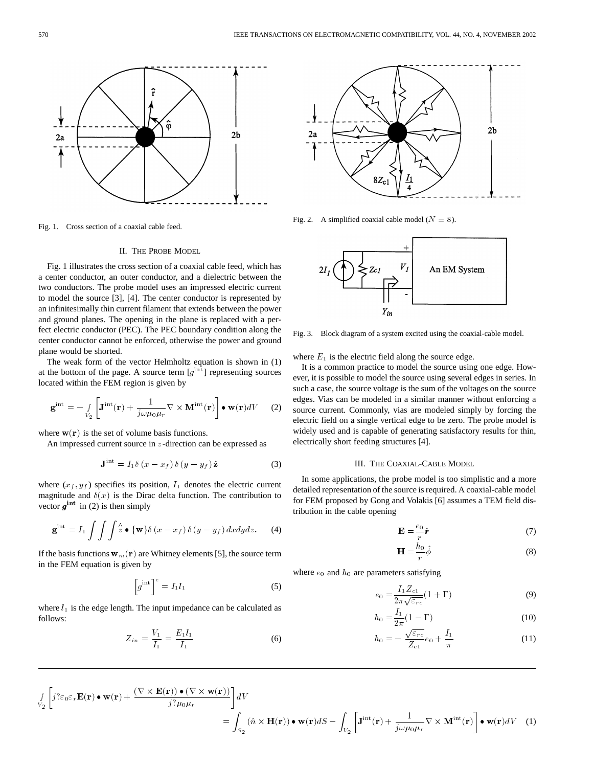Fig. 1. Cross section of a coaxial cable feed.

Fig. 2. A simplified coaxial cable model ($N = 8$).

Fig. 3. Block diagram of a system excited using the coaxial-cable model.

## II. The Probe Model

Fig. 1 illustrates the cross section of a coaxial cable feed, which has a center conductor, an outer conductor, and a dielectric between the two conductors. The probe model uses an impressed electric current to model the source [3], [4]. The center conductor is represented by an infinitesimally thin current filament that extends between the power and ground planes. The opening in the plane is replaced with a perfect electric conductor (PEC). The PEC boundary condition along the center conductor cannot be enforced, otherwise the power and ground plane would be shorted.

The weak form of the vector Helmholtz equation is shown in (1) at the bottom of the page. A source term $[g^{\text{int}}]$ representing sources located within the FEM region is given by

$$\mathbf{g}^{\text{int}} = -\int_{V_2} \left[ \mathbf{J}^{\text{int}}(\mathbf{r}) + \frac{1}{j\omega\mu_0\mu_r} \nabla \times \mathbf{M}^{\text{int}}(\mathbf{r}) \right] \bullet \mathbf{w}(\mathbf{r}) dV \quad (2)$$

where $\mathbf{w}(\mathbf{r})$ is the set of volume basis functions.

An impressed current source in $z$-direction can be expressed as

$$\mathbf{J}^{\text{int}} = I_1 \delta(x - x_f) \delta(y - y_f) \hat{\mathbf{z}} \quad (3)$$

where $(x_f, y_f)$ specifies its position, $I_1$ denotes the electric current magnitude and $\delta(x)$ is the Dirac delta function. The contribution to vector $\boldsymbol{g}^{\text{int}}$ in (2) is then simply

$$\mathbf{g}^{\text{int}} = I_1 \int\int\int \hat{z} \bullet \{\mathbf{w}\} \delta(x - x_f) \delta(y - y_f) dx dy dz. \quad (4)$$

If the basis functions $\mathbf{w}_m(\mathbf{r})$ are Whitney elements [5], the source term in the FEM equation is given by

$$\left[ g^{\text{int}} \right]^e = I_1 l_1 \quad (5)$$

where $l_1$ is the edge length. The input impedance can be calculated as follows:

$$Z_{in} = \frac{V_1}{I_1} = \frac{E_1 l_1}{I_1} \quad (6)$$

where $E_1$ is the electric field along the source edge.

It is a common practice to model the source using one edge. However, it is possible to model the source using several edges in series. In such a case, the source voltage is the sum of the voltages on the source edges. Vias can be modeled in a similar manner without enforcing a source current. Commonly, vias are modeled simply by forcing the electric field on a single vertical edge to be zero. The probe model is widely used and is capable of generating satisfactory results for thin, electrically short feeding structures [4].

## III. The Coaxial-Cable Model

In some applications, the probe model is too simplistic and a more detailed representation of the source is required. A coaxial-cable model for FEM proposed by Gong and Volakis [6] assumes a TEM field distribution in the cable opening

$$\mathbf{E} = \frac{e_0}{r} \hat{\boldsymbol{r}} \quad (7)$$

$$\mathbf{H} = \frac{h_0}{r} \hat{\phi} \quad (8)$$

where $e_0$ and $h_0$ are parameters satisfying

$$e_0 = \frac{I_1 Z_{c1}}{2\pi\sqrt{\varepsilon_{rc}}}(1 + \Gamma) \quad (9)$$

$$h_0 = \frac{I_1}{2\pi}(1 - \Gamma) \quad (10)$$

$$h_0 = -\frac{\sqrt{\varepsilon_{rc}}}{Z_{c1}} e_0 + \frac{I_1}{\pi} \quad (11)$$

$$\int_{V_2} \left[ j?\varepsilon_0\varepsilon_r \mathbf{E}(\mathbf{r}) \bullet \mathbf{w}(\mathbf{r}) + \frac{(\nabla \times \mathbf{E}(\mathbf{r})) \bullet (\nabla \times \mathbf{w}(\mathbf{r}))}{j?\mu_0\mu_r} \right] dV = \int_{S_2} (\hat{n} \times \mathbf{H}(\mathbf{r})) \bullet \mathbf{w}(\mathbf{r}) dS - \int_{V_2} \left[ \mathbf{J}^{\text{int}}(\mathbf{r}) + \frac{1}{j\omega\mu_0\mu_r} \nabla \times \mathbf{M}^{\text{int}}(\mathbf{r}) \right] \bullet \mathbf{w}(\mathbf{r}) dV \quad (1)$$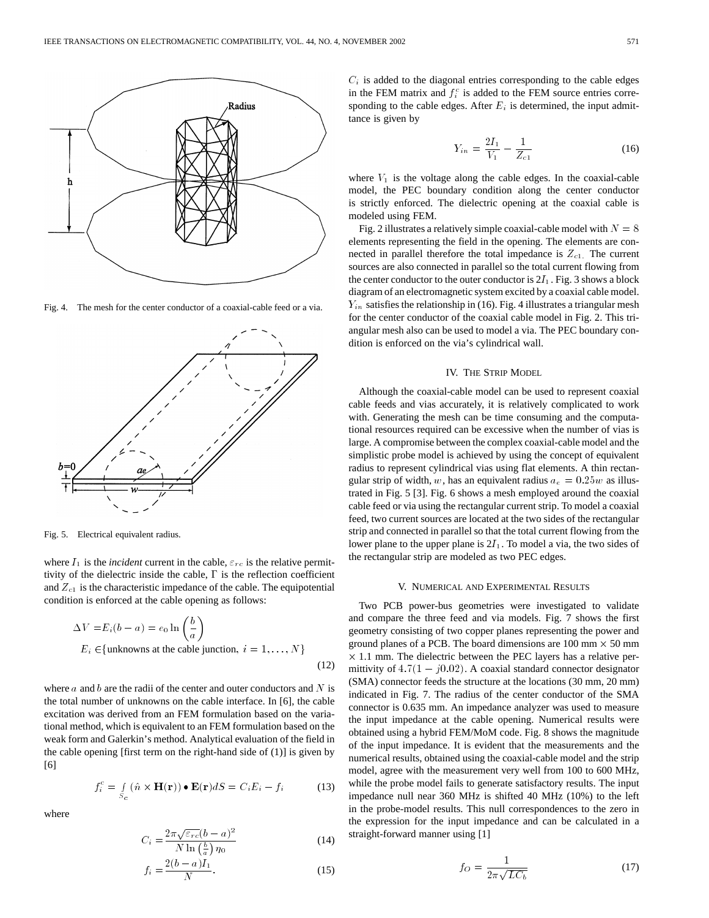Fig. 4. The mesh for the center conductor of a coaxial-cable feed or a via.

Fig. 5. Electrical equivalent radius.

where $I_1$ is the *incident* current in the cable, $\varepsilon_{rc}$ is the relative permittivity of the dielectric inside the cable, $\Gamma$ is the reflection coefficient and $Z_{c1}$ is the characteristic impedance of the cable. The equipotential condition is enforced at the cable opening as follows:

$$\Delta V = E_i(b-a) = e_0 \ln\left(\frac{b}{a}\right)$$
$$E_i \in \{\text{unknowns at the cable junction, } i = 1, \ldots, N\} \tag{12}$$

where $a$ and $b$ are the radii of the center and outer conductors and $N$ is the total number of unknowns on the cable interface. In [6], the cable excitation was derived from an FEM formulation based on the variational method, which is equivalent to an FEM formulation based on the weak form and Galerkin's method. Analytical evaluation of the field in the cable opening [first term on the right-hand side of (1)] is given by [6]

$$f_i^c = \int_{S_c} (\hat{n} \times \mathbf{H}(\mathbf{r})) \bullet \mathbf{E}(\mathbf{r}) dS = C_i E_i - f_i \tag{13}$$

where

$$C_i = \frac{2\pi\sqrt{\varepsilon_{rc}}(b-a)^2}{N \ln\left(\frac{b}{a}\right)\eta_0} \tag{14}$$

$$f_i = \frac{2(b-a)I_1}{N}. \tag{15}$$

$C_i$ is added to the diagonal entries corresponding to the cable edges in the FEM matrix and $f_i^c$ is added to the FEM source entries corresponding to the cable edges. After $E_i$ is determined, the input admittance is given by

$$Y_{in} = \frac{2I_1}{V_1} - \frac{1}{Z_{c1}} \tag{16}$$

where $V_1$ is the voltage along the cable edges. In the coaxial-cable model, the PEC boundary condition along the center conductor is strictly enforced. The dielectric opening at the coaxial cable is modeled using FEM.

Fig. 2 illustrates a relatively simple coaxial-cable model with $N = 8$ elements representing the field in the opening. The elements are connected in parallel therefore the total impedance is $Z_{c1}$. The current sources are also connected in parallel so the total current flowing from the center conductor to the outer conductor is $2I_1$. Fig. 3 shows a block diagram of an electromagnetic system excited by a coaxial cable model. $Y_{in}$ satisfies the relationship in (16). Fig. 4 illustrates a triangular mesh for the center conductor of the coaxial cable model in Fig. 2. This triangular mesh also can be used to model a via. The PEC boundary condition is enforced on the via's cylindrical wall.

## IV. The Strip Model

Although the coaxial-cable model can be used to represent coaxial cable feeds and vias accurately, it is relatively complicated to work with. Generating the mesh can be time consuming and the computational resources required can be excessive when the number of vias is large. A compromise between the complex coaxial-cable model and the simplistic probe model is achieved by using the concept of equivalent radius to represent cylindrical vias using flat elements. A thin rectangular strip of width, $w$, has an equivalent radius $a_e = 0.25w$ as illustrated in Fig. 5 [3]. Fig. 6 shows a mesh employed around the coaxial cable feed or via using the rectangular current strip. To model a coaxial feed, two current sources are located at the two sides of the rectangular strip and connected in parallel so that the total current flowing from the lower plane to the upper plane is $2I_1$. To model a via, the two sides of the rectangular strip are modeled as two PEC edges.

## V. Numerical and Experimental Results

Two PCB power-bus geometries were investigated to validate and compare the three feed and via models. Fig. 7 shows the first geometry consisting of two copper planes representing the power and ground planes of a PCB. The board dimensions are 100 mm × 50 mm × 1.1 mm. The dielectric between the PEC layers has a relative permittivity of $4.7(1 - j0.02)$. A coaxial standard connector designator (SMA) connector feeds the structure at the locations (30 mm, 20 mm) indicated in Fig. 7. The radius of the center conductor of the SMA connector is 0.635 mm. An impedance analyzer was used to measure the input impedance at the cable opening. Numerical results were obtained using a hybrid FEM/MoM code. Fig. 8 shows the magnitude of the input impedance. It is evident that the measurements and the numerical results, obtained using the coaxial-cable model and the strip model, agree with the measurement very well from 100 to 600 MHz, while the probe model fails to generate satisfactory results. The input impedance null near 360 MHz is shifted 40 MHz (10%) to the left in the probe-model results. This null correspondences to the zero in the expression for the input impedance and can be calculated in a straight-forward manner using [1]

$$f_O = \frac{1}{2\pi\sqrt{LC_b}} \tag{17}$$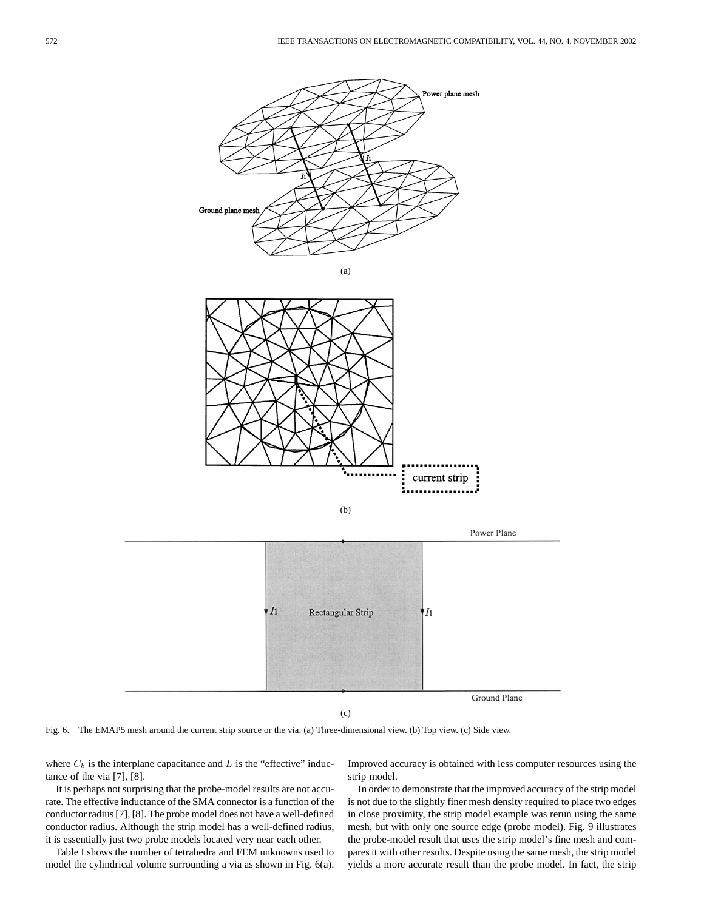Fig. 6. The EMAP5 mesh around the current strip source or the via. (a) Three-dimensional view. (b) Top view. (c) Side view.

where $C_b$ is the interplane capacitance and $L$ is the "effective" inductance of the via [7], [8].

It is perhaps not surprising that the probe-model results are not accurate. The effective inductance of the SMA connector is a function of the conductor radius [7], [8]. The probe model does not have a well-defined conductor radius. Although the strip model has a well-defined radius, it is essentially just two probe models located very near each other.

Table I shows the number of tetrahedra and FEM unknowns used to model the cylindrical volume surrounding a via as shown in Fig. 6(a). Improved accuracy is obtained with less computer resources using the strip model.

In order to demonstrate that the improved accuracy of the strip model is not due to the slightly finer mesh density required to place two edges in close proximity, the strip model example was rerun using the same mesh, but with only one source edge (probe model). Fig. 9 illustrates the probe-model result that uses the strip model's fine mesh and compares it with other results. Despite using the same mesh, the strip model yields a more accurate result than the probe model. In fact, the strip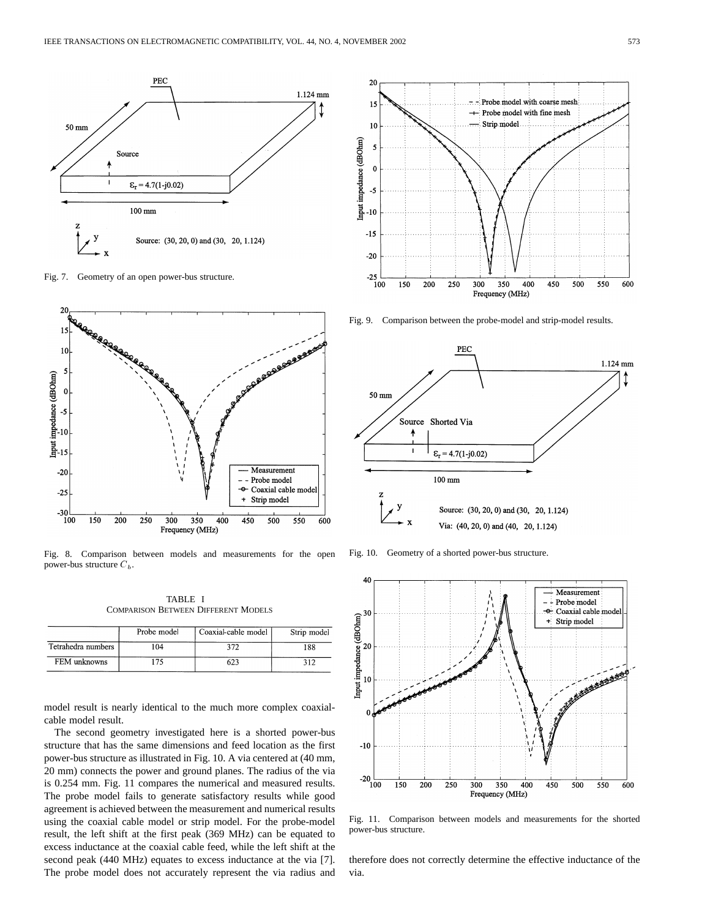Fig. 7. Geometry of an open power-bus structure.

Fig. 8. Comparison between models and measurements for the open power-bus structure $C_b$.

TABLE I
COMPARISON BETWEEN DIFFERENT MODELS

| | Probe model | Coaxial-cable model | Strip model |
|---|---|---|---|
| Tetrahedra numbers | 104 | 372 | 188 |
| FEM unknowns | 175 | 623 | 312 |

model result is nearly identical to the much more complex coaxial-cable model result.

The second geometry investigated here is a shorted power-bus structure that has the same dimensions and feed location as the first power-bus structure as illustrated in Fig. 10. A via centered at (40 mm, 20 mm) connects the power and ground planes. The radius of the via is 0.254 mm. Fig. 11 compares the numerical and measured results. The probe model fails to generate satisfactory results while good agreement is achieved between the measurement and numerical results using the coaxial cable model or strip model. For the probe-model result, the left shift at the first peak (369 MHz) can be equated to excess inductance at the coaxial cable feed, while the left shift at the second peak (440 MHz) equates to excess inductance at the via [7]. The probe model does not accurately represent the via radius and therefore does not correctly determine the effective inductance of the via.

Fig. 9. Comparison between the probe-model and strip-model results.

Fig. 10. Geometry of a shorted power-bus structure.

Fig. 11. Comparison between models and measurements for the shorted power-bus structure.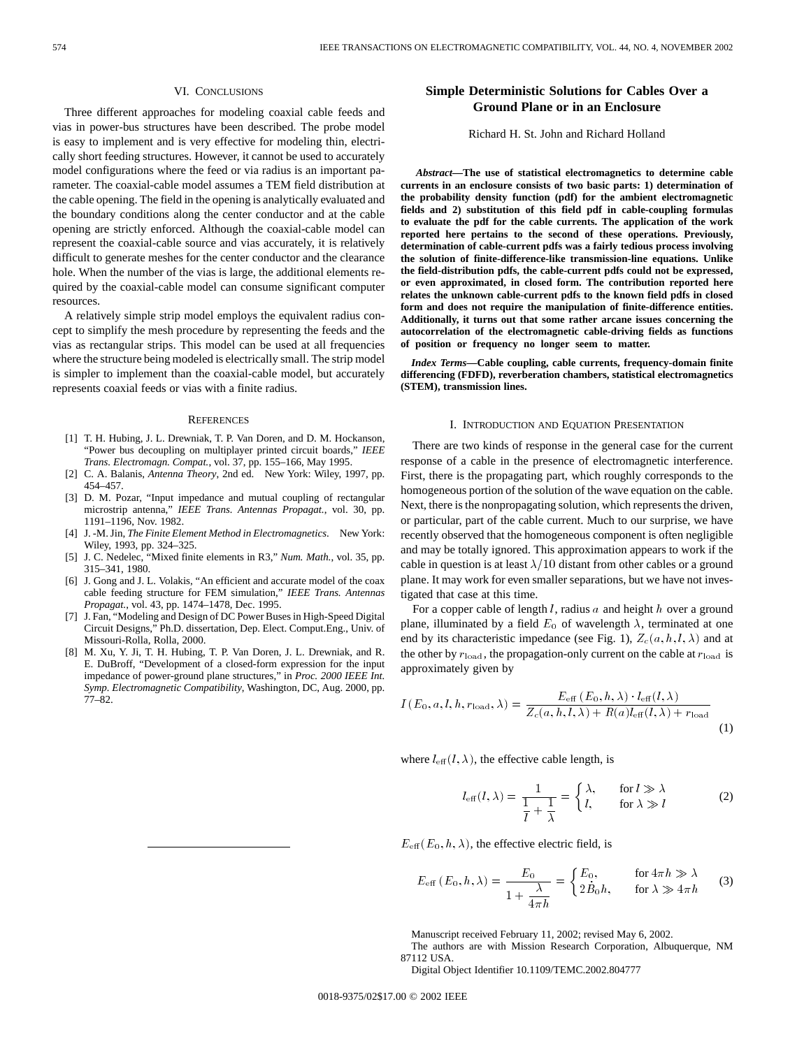## VI. Conclusions

Three different approaches for modeling coaxial cable feeds and vias in power-bus structures have been described. The probe model is easy to implement and is very effective for modeling thin, electrically short feeding structures. However, it cannot be used to accurately model configurations where the feed or via radius is an important parameter. The coaxial-cable model assumes a TEM field distribution at the cable opening. The field in the opening is analytically evaluated and the boundary conditions along the center conductor and at the cable opening are strictly enforced. Although the coaxial-cable model can represent the coaxial-cable source and vias accurately, it is relatively difficult to generate meshes for the center conductor and the clearance hole. When the number of the vias is large, the additional elements required by the coaxial-cable model can consume significant computer resources.

A relatively simple strip model employs the equivalent radius concept to simplify the mesh procedure by representing the feeds and the vias as rectangular strips. This model can be used at all frequencies where the structure being modeled is electrically small. The strip model is simpler to implement than the coaxial-cable model, but accurately represents coaxial feeds or vias with a finite radius.

## References

[1] T. H. Hubing, J. L. Drewniak, T. P. Van Doren, and D. M. Hockanson, "Power bus decoupling on multiplayer printed circuit boards," *IEEE Trans. Electromagn. Compat.*, vol. 37, pp. 155–166, May 1995.

[2] C. A. Balanis, *Antenna Theory*, 2nd ed. New York: Wiley, 1997, pp. 454–457.

[3] D. M. Pozar, "Input impedance and mutual coupling of rectangular microstrip antenna," *IEEE Trans. Antennas Propagat.*, vol. 30, pp. 1191–1196, Nov. 1982.

[4] J. -M. Jin, *The Finite Element Method in Electromagnetics*. New York: Wiley, 1993, pp. 324–325.

[5] J. C. Nedelec, "Mixed finite elements in R3," *Num. Math.*, vol. 35, pp. 315–341, 1980.

[6] J. Gong and J. L. Volakis, "An efficient and accurate model of the coax cable feeding structure for FEM simulation," *IEEE Trans. Antennas Propagat.*, vol. 43, pp. 1474–1478, Dec. 1995.

[7] J. Fan, "Modeling and Design of DC Power Buses in High-Speed Digital Circuit Designs," Ph.D. dissertation, Dep. Elect. Comput.Eng., Univ. of Missouri-Rolla, Rolla, 2000.

[8] M. Xu, Y. Ji, T. H. Hubing, T. P. Van Doren, J. L. Drewniak, and R. E. DuBroff, "Development of a closed-form expression for the input impedance of power-ground plane structures," in *Proc. 2000 IEEE Int. Symp. Electromagnetic Compatibility*, Washington, DC, Aug. 2000, pp. 77–82.

# Simple Deterministic Solutions for Cables Over a Ground Plane or in an Enclosure

Richard H. St. John and Richard Holland

***Abstract*—The use of statistical electromagnetics to determine cable currents in an enclosure consists of two basic parts: 1) determination of the probability density function (pdf) for the ambient electromagnetic fields and 2) substitution of this field pdf in cable-coupling formulas to evaluate the pdf for the cable currents. The application of the work reported here pertains to the second of these operations. Previously, determination of cable-current pdfs was a fairly tedious process involving the solution of finite-difference-like transmission-line equations. Unlike the field-distribution pdfs, the cable-current pdfs could not be expressed, or even approximated, in closed form. The contribution reported here relates the unknown cable-current pdfs to the known field pdfs in closed form and does not require the manipulation of finite-difference entities. Additionally, it turns out that some rather arcane issues concerning the autocorrelation of the electromagnetic cable-driving fields as functions of position or frequency no longer seem to matter.**

***Index Terms*—Cable coupling, cable currents, frequency-domain finite differencing (FDFD), reverberation chambers, statistical electromagnetics (STEM), transmission lines.**

## I. Introduction and Equation Presentation

There are two kinds of response in the general case for the current response of a cable in the presence of electromagnetic interference. First, there is the propagating part, which roughly corresponds to the homogeneous portion of the solution of the wave equation on the cable. Next, there is the nonpropagating solution, which represents the driven, or particular, part of the cable current. Much to our surprise, we have recently observed that the homogeneous component is often negligible and may be totally ignored. This approximation appears to work if the cable in question is at least $\lambda/10$ distant from other cables or a ground plane. It may work for even smaller separations, but we have not investigated that case at this time.

For a copper cable of length $l$, radius $a$ and height $h$ over a ground plane, illuminated by a field $E_0$ of wavelength $\lambda$, terminated at one end by its characteristic impedance (see Fig. 1), $Z_c(a, h, l, \lambda)$ and at the other by $r_{\text{load}}$, the propagation-only current on the cable at $r_{\text{load}}$ is approximately given by

$$I(E_0, a, l, h, r_{\text{load}}, \lambda) = \frac{E_{\text{eff}}(E_0, h, \lambda) \cdot l_{\text{eff}}(l, \lambda)}{Z_c(a, h, l, \lambda) + R(a) l_{\text{eff}}(l, \lambda) + r_{\text{load}}} \tag{1}$$

where $l_{\text{eff}}(l, \lambda)$, the effective cable length, is

$$l_{\text{eff}}(l, \lambda) = \frac{1}{\dfrac{1}{l} + \dfrac{1}{\lambda}} = \begin{cases} \lambda, & \text{for } l \gg \lambda \\ l, & \text{for } \lambda \gg l \end{cases} \tag{2}$$

$E_{\text{eff}}(E_0, h, \lambda)$, the effective electric field, is

$$E_{\text{eff}}(E_0, h, \lambda) = \frac{E_0}{1 + \dfrac{\lambda}{4\pi h}} = \begin{cases} E_0, & \text{for } 4\pi h \gg \lambda \\ 2\dot{B}_0 h, & \text{for } \lambda \gg 4\pi h \end{cases} \tag{3}$$

Manuscript received February 11, 2002; revised May 6, 2002.

The authors are with Mission Research Corporation, Albuquerque, NM 87112 USA.

Digital Object Identifier 10.1109/TEMC.2002.804777